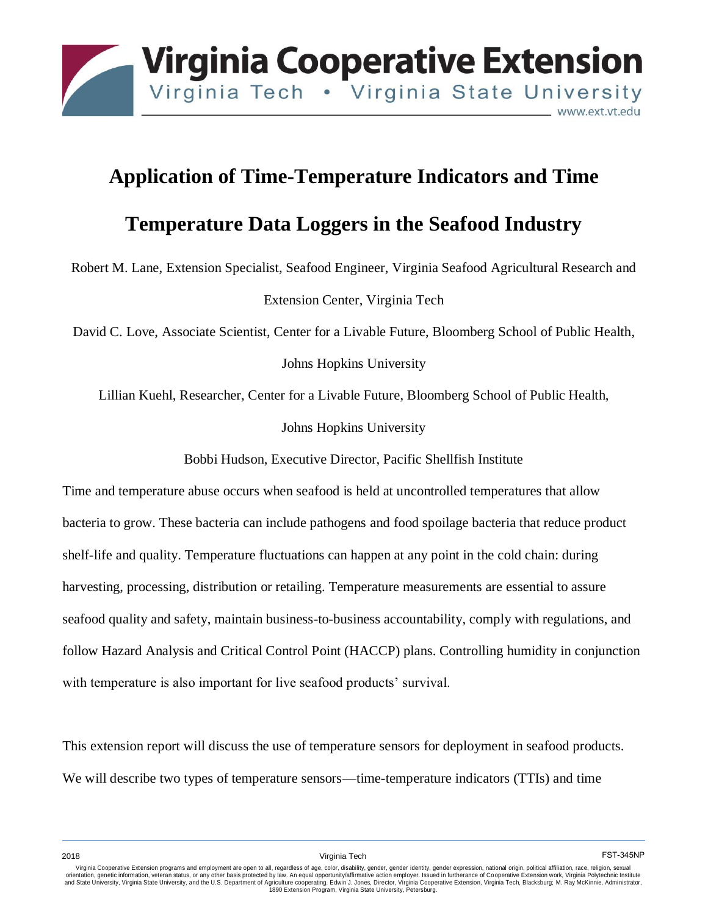# Application of Time-Temperature Indicators and Time Temperature Data Loggers in the Seafood Industry

Robert M. Lane, Extension Specialist, Seafood Engineer, Virginia Seafood Agricultural Research and Extension Center, Virginia Tech

David C. Love, Associate Scientist, Center for a Livable Future, Bloomberg School of Public Health, Johns Hopkins University

Lillian Kuehl, Researcher, Center for a Livable Future, Bloomberg School of Public Health, Johns Hopkins University

Bobbi Hudson, Executive Director, Pacific Shellfish Institute

Time and temperature abuse occurs when seafood is held at uncontrolled temperatures that allow bacteria to grow. These bacteria can include pathogens and food spoilage bacteria that reduce product shelf-life and quality. Temperature fluctuations can happen at any point in the cold chain: during harvesting, processing, distribution or retailing. Temperature measurements are essential to assure seafood quality and safety, maintain business-to-business accountability, comply with regulations, and follow Hazard Analysis and Critical Control Point (HACCP) plans. Controlling humidity in conjunction with temperature is also important for live seafood products' survival.

This extension report will discuss the use of temperature sensors for deployment in seafood products. We will describe two types of temperature sensors—time-temperature indicators (TTIs) and time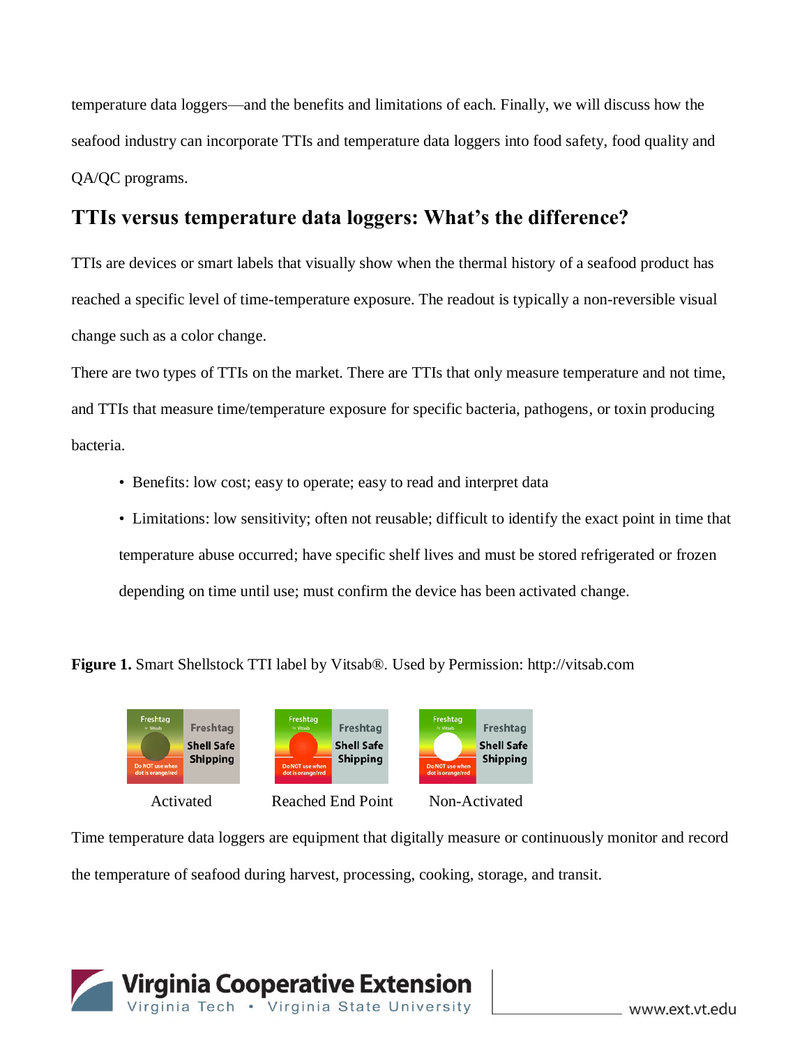temperature data loggers—and the benefits and limitations of each. Finally, we will discuss how the seafood industry can incorporate TTIs and temperature data loggers into food safety, food quality and QA/QC programs.

## TTIs versus temperature data loggers: What's the difference?

TTIs are devices or smart labels that visually show when the thermal history of a seafood product has reached a specific level of time-temperature exposure. The readout is typically a non-reversible visual change such as a color change.

There are two types of TTIs on the market. There are TTIs that only measure temperature and not time, and TTIs that measure time/temperature exposure for specific bacteria, pathogens, or toxin producing bacteria.

- Benefits: low cost; easy to operate; easy to read and interpret data
- Limitations: low sensitivity; often not reusable; difficult to identify the exact point in time that temperature abuse occurred; have specific shelf lives and must be stored refrigerated or frozen depending on time until use; must confirm the device has been activated change.

**Figure 1.** Smart Shellstock TTI label by Vitsab®. Used by Permission: http://vitsab.com

Freshtag
by Vitsab
Freshtag
Shell Safe
Shipping
Do NOT use when dot is orange/red

Activated

Reached End Point

Non-Activated

Time temperature data loggers are equipment that digitally measure or continuously monitor and record the temperature of seafood during harvest, processing, cooking, storage, and transit.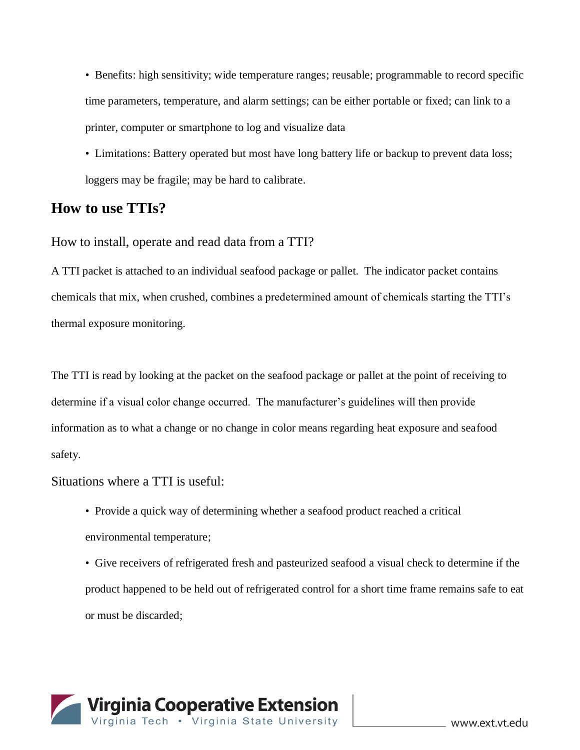- Benefits: high sensitivity; wide temperature ranges; reusable; programmable to record specific time parameters, temperature, and alarm settings; can be either portable or fixed; can link to a printer, computer or smartphone to log and visualize data
- Limitations: Battery operated but most have long battery life or backup to prevent data loss; loggers may be fragile; may be hard to calibrate.

## How to use TTIs?

### How to install, operate and read data from a TTI?

A TTI packet is attached to an individual seafood package or pallet. The indicator packet contains chemicals that mix, when crushed, combines a predetermined amount of chemicals starting the TTI's thermal exposure monitoring.

The TTI is read by looking at the packet on the seafood package or pallet at the point of receiving to determine if a visual color change occurred. The manufacturer's guidelines will then provide information as to what a change or no change in color means regarding heat exposure and seafood safety.

### Situations where a TTI is useful:

- Provide a quick way of determining whether a seafood product reached a critical environmental temperature;
- Give receivers of refrigerated fresh and pasteurized seafood a visual check to determine if the product happened to be held out of refrigerated control for a short time frame remains safe to eat or must be discarded;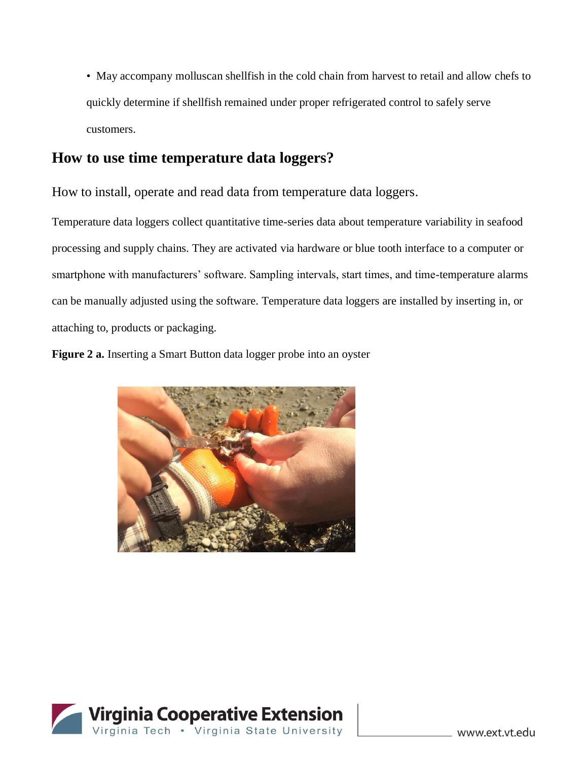- May accompany molluscan shellfish in the cold chain from harvest to retail and allow chefs to quickly determine if shellfish remained under proper refrigerated control to safely serve customers.

## How to use time temperature data loggers?

### How to install, operate and read data from temperature data loggers.

Temperature data loggers collect quantitative time-series data about temperature variability in seafood processing and supply chains. They are activated via hardware or blue tooth interface to a computer or smartphone with manufacturers' software. Sampling intervals, start times, and time-temperature alarms can be manually adjusted using the software. Temperature data loggers are installed by inserting in, or attaching to, products or packaging.

**Figure 2 a.** Inserting a Smart Button data logger probe into an oyster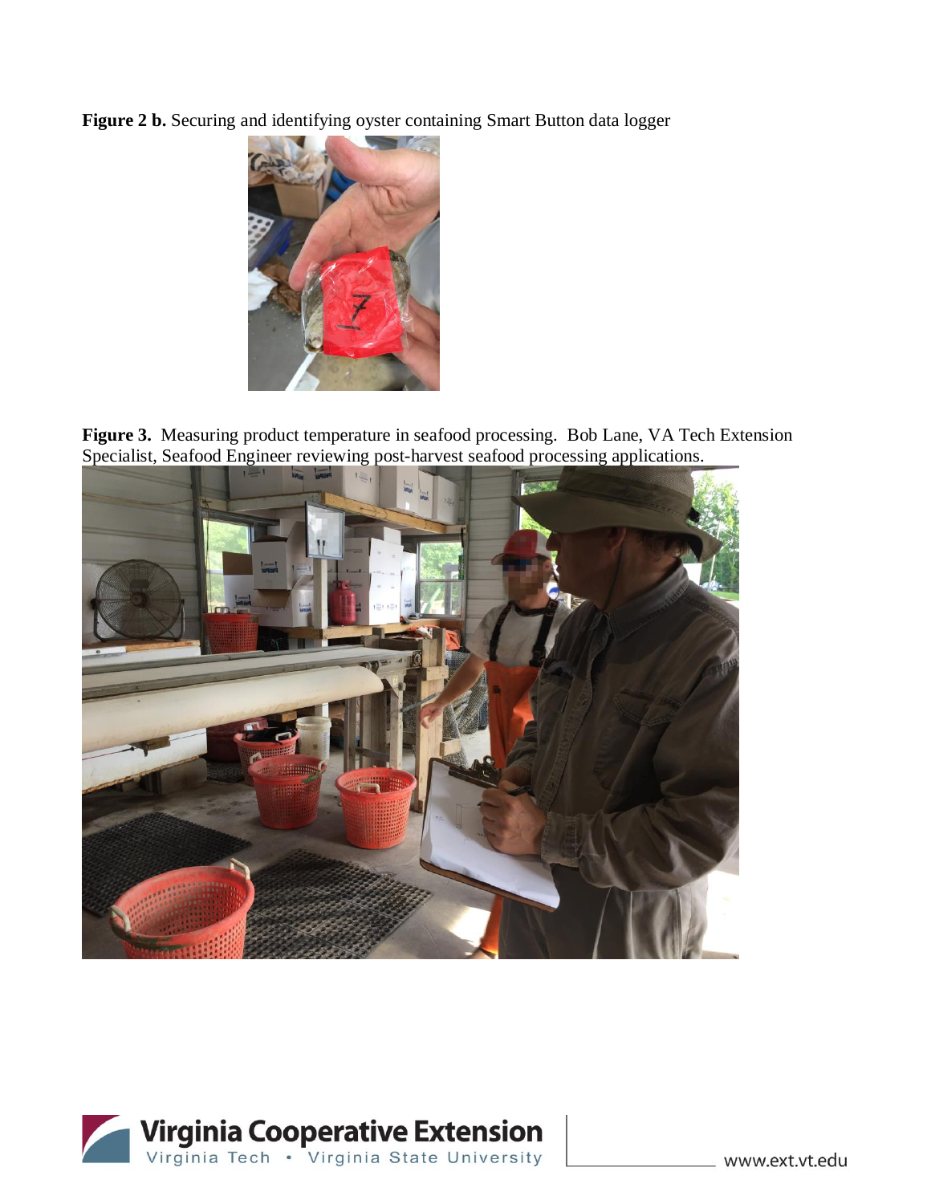**Figure 2 b.** Securing and identifying oyster containing Smart Button data logger

**Figure 3.** Measuring product temperature in seafood processing. Bob Lane, VA Tech Extension Specialist, Seafood Engineer reviewing post-harvest seafood processing applications.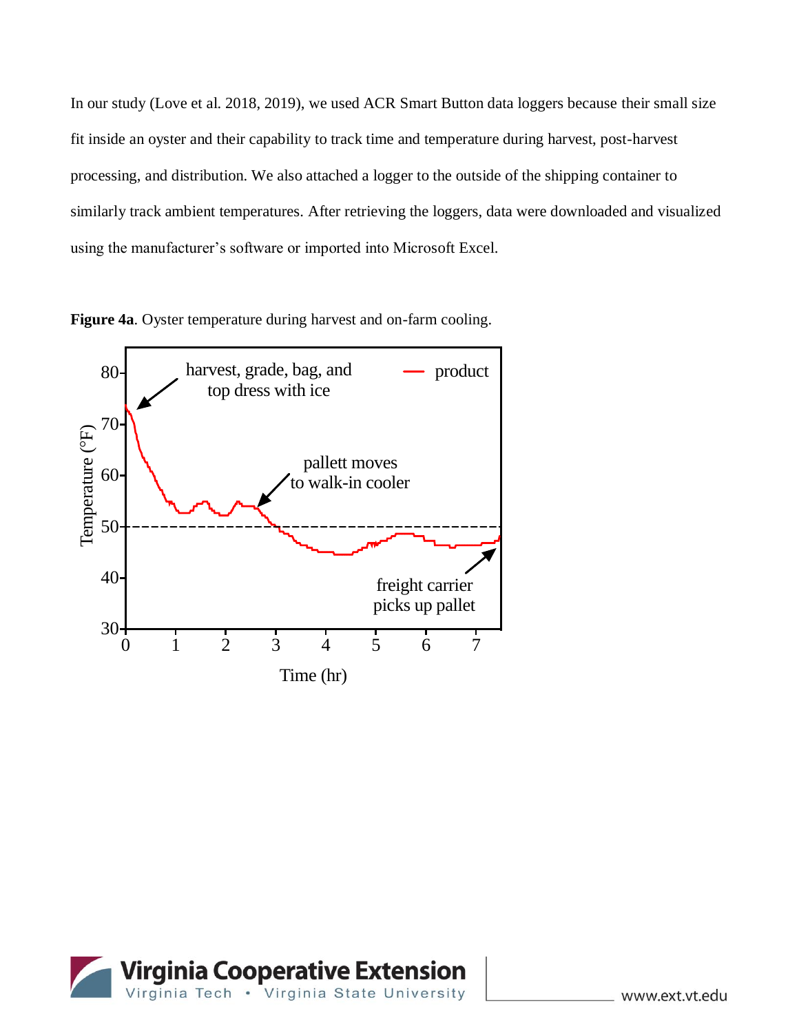In our study (Love et al. 2018, 2019), we used ACR Smart Button data loggers because their small size fit inside an oyster and their capability to track time and temperature during harvest, post-harvest processing, and distribution. We also attached a logger to the outside of the shipping container to similarly track ambient temperatures. After retrieving the loggers, data were downloaded and visualized using the manufacturer's software or imported into Microsoft Excel.

**Figure 4a**. Oyster temperature during harvest and on-farm cooling.

harvest, grade, bag, and top dress with ice

product

pallett moves to walk-in cooler

freight carrier picks up pallet

Temperature (°F)

80
70
60
50
40
30

0 1 2 3 4 5 6 7

Time (hr)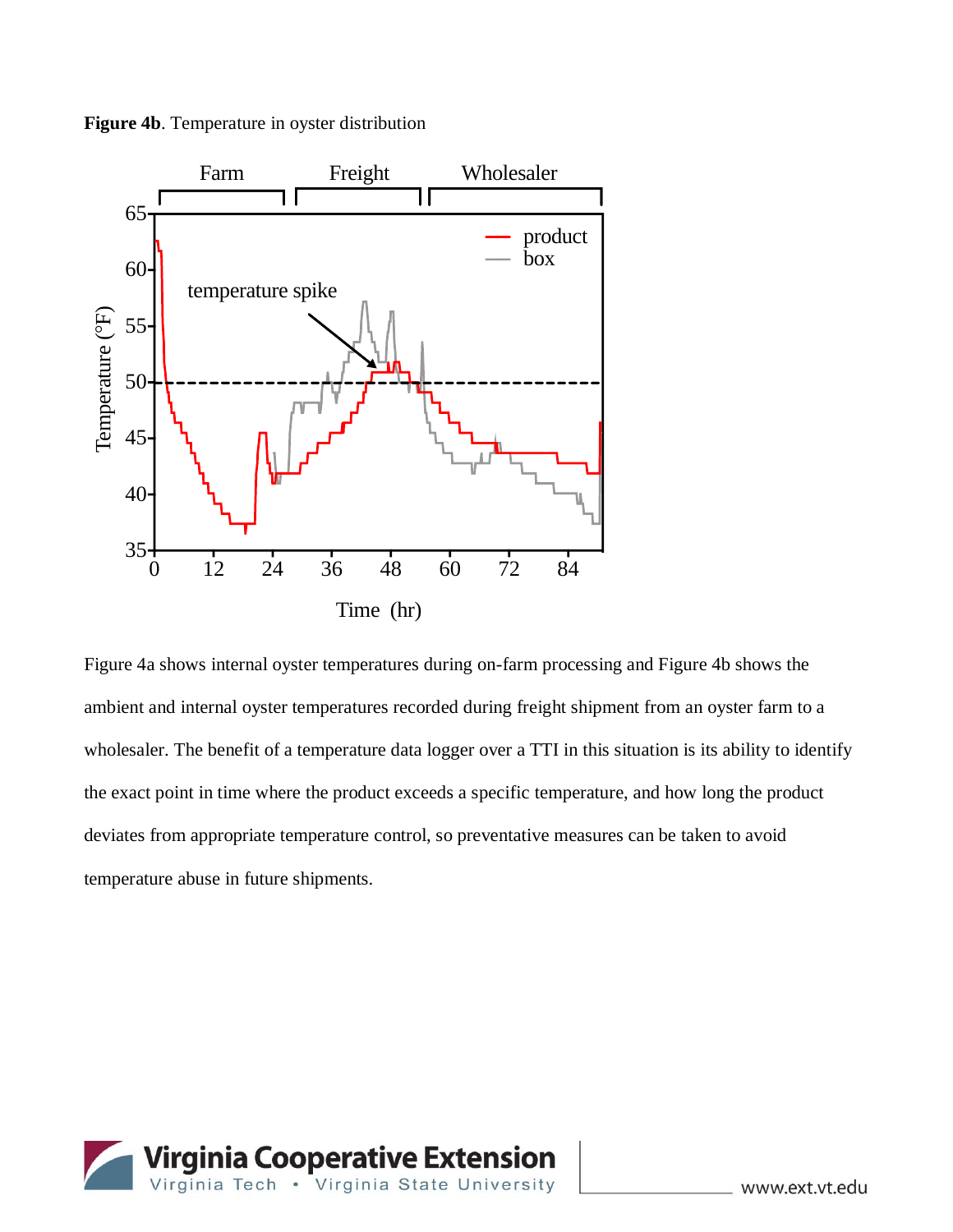**Figure 4b**. Temperature in oyster distribution

Farm
Freight
Wholesaler

65
60
55
50
45
40
35

Temperature (°F)

temperature spike

product
box

0
12
24
36
48
60
72
84

Time (hr)

Figure 4a shows internal oyster temperatures during on-farm processing and Figure 4b shows the ambient and internal oyster temperatures recorded during freight shipment from an oyster farm to a wholesaler. The benefit of a temperature data logger over a TTI in this situation is its ability to identify the exact point in time where the product exceeds a specific temperature, and how long the product deviates from appropriate temperature control, so preventative measures can be taken to avoid temperature abuse in future shipments.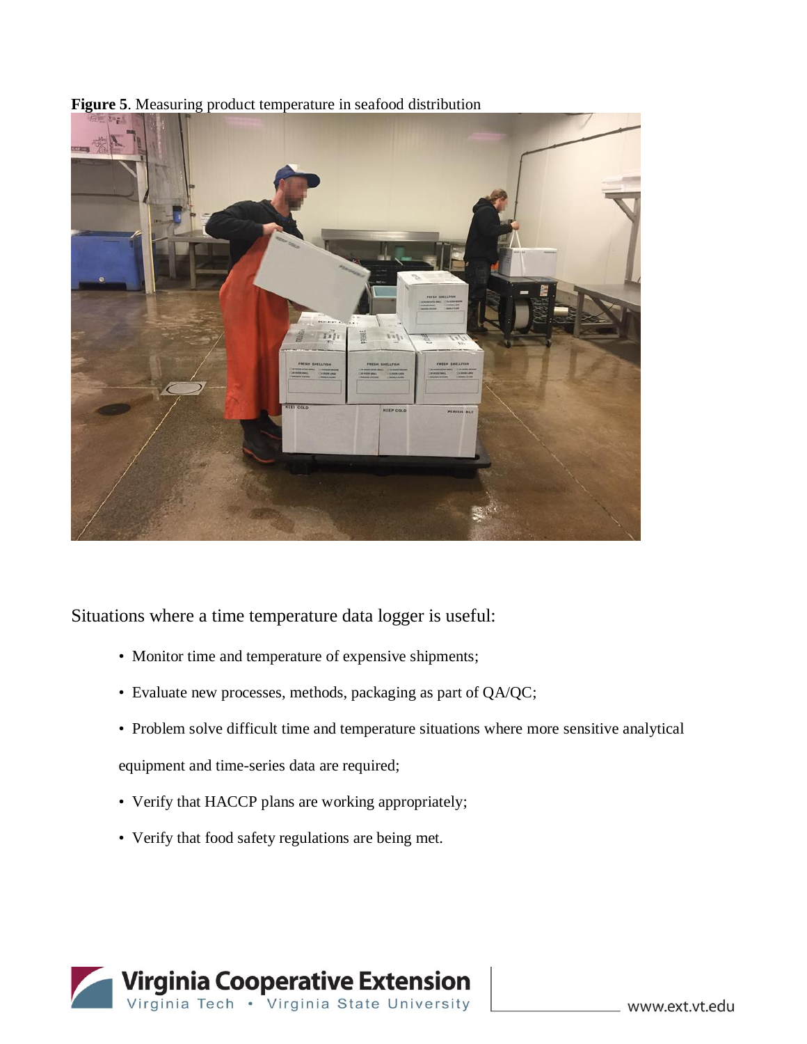**Figure 5**. Measuring product temperature in seafood distribution

Situations where a time temperature data logger is useful:

- Monitor time and temperature of expensive shipments;
- Evaluate new processes, methods, packaging as part of QA/QC;
- Problem solve difficult time and temperature situations where more sensitive analytical equipment and time-series data are required;
- Verify that HACCP plans are working appropriately;
- Verify that food safety regulations are being met.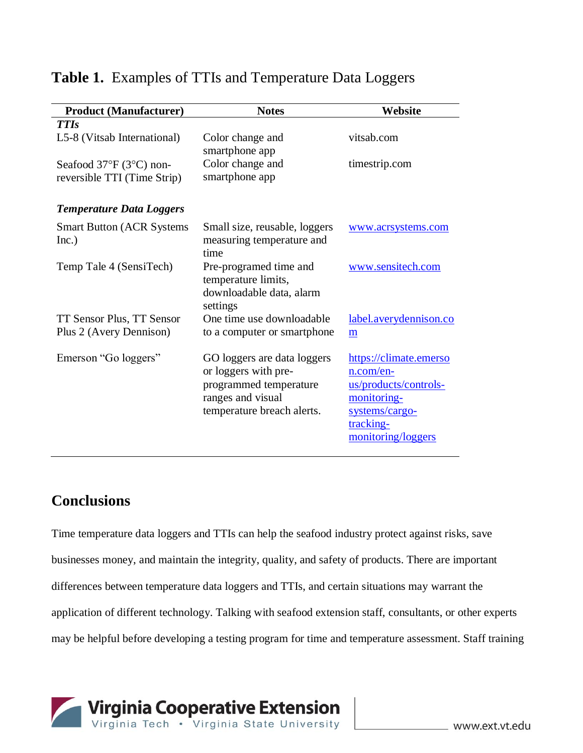**Table 1.** Examples of TTIs and Temperature Data Loggers

| Product (Manufacturer) | Notes | Website |
|---|---|---|
| ***TTIs*** | | |
| L5-8 (Vitsab International) | Color change and smartphone app | vitsab.com |
| Seafood 37°F (3°C) non-reversible TTI (Time Strip) | Color change and smartphone app | timestrip.com |
| ***Temperature Data Loggers*** | | |
| Smart Button (ACR Systems Inc.) | Small size, reusable, loggers measuring temperature and time | www.acrsystems.com |
| Temp Tale 4 (SensiTech) | Pre-programed time and temperature limits, downloadable data, alarm settings | www.sensitech.com |
| TT Sensor Plus, TT Sensor Plus 2 (Avery Dennison) | One time use downloadable to a computer or smartphone | label.averydennison.com |
| Emerson "Go loggers" | GO loggers are data loggers or loggers with pre-programmed temperature ranges and visual temperature breach alerts. | https://climate.emerson.com/en-us/products/controls-monitoring-systems/cargo-tracking-monitoring/loggers |

## Conclusions

Time temperature data loggers and TTIs can help the seafood industry protect against risks, save businesses money, and maintain the integrity, quality, and safety of products. There are important differences between temperature data loggers and TTIs, and certain situations may warrant the application of different technology. Talking with seafood extension staff, consultants, or other experts may be helpful before developing a testing program for time and temperature assessment. Staff training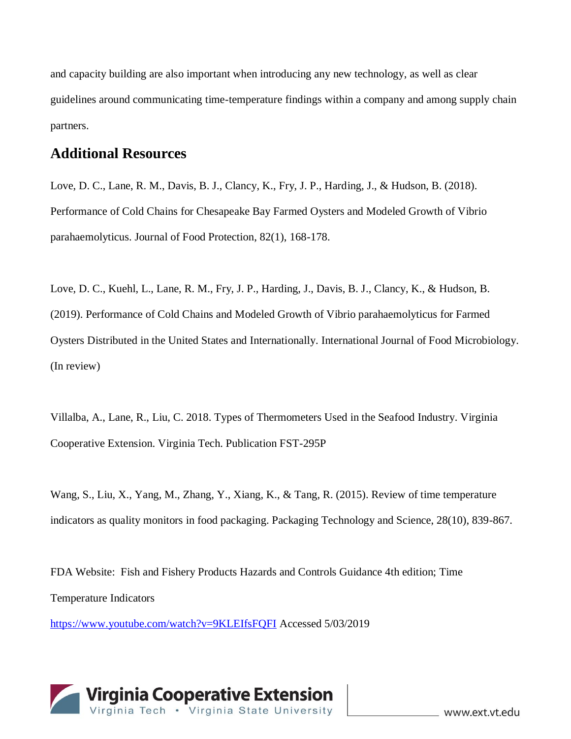and capacity building are also important when introducing any new technology, as well as clear guidelines around communicating time-temperature findings within a company and among supply chain partners.

## Additional Resources

Love, D. C., Lane, R. M., Davis, B. J., Clancy, K., Fry, J. P., Harding, J., & Hudson, B. (2018). Performance of Cold Chains for Chesapeake Bay Farmed Oysters and Modeled Growth of Vibrio parahaemolyticus. Journal of Food Protection, 82(1), 168-178.

Love, D. C., Kuehl, L., Lane, R. M., Fry, J. P., Harding, J., Davis, B. J., Clancy, K., & Hudson, B. (2019). Performance of Cold Chains and Modeled Growth of Vibrio parahaemolyticus for Farmed Oysters Distributed in the United States and Internationally. International Journal of Food Microbiology. (In review)

Villalba, A., Lane, R., Liu, C. 2018. Types of Thermometers Used in the Seafood Industry. Virginia Cooperative Extension. Virginia Tech. Publication FST-295P

Wang, S., Liu, X., Yang, M., Zhang, Y., Xiang, K., & Tang, R. (2015). Review of time temperature indicators as quality monitors in food packaging. Packaging Technology and Science, 28(10), 839-867.

FDA Website: Fish and Fishery Products Hazards and Controls Guidance 4th edition; Time Temperature Indicators

https://www.youtube.com/watch?v=9KLEIfsFQFI Accessed 5/03/2019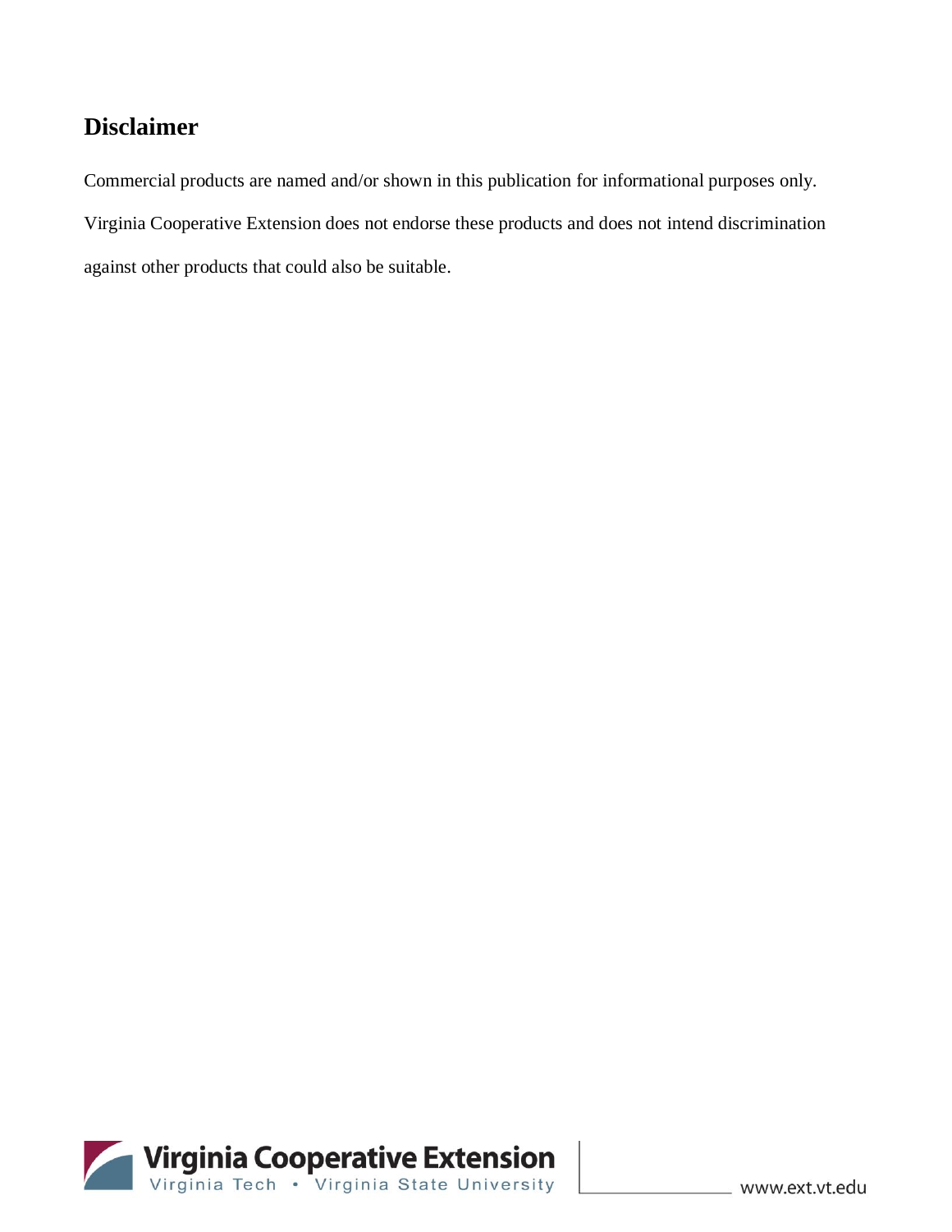## Disclaimer

Commercial products are named and/or shown in this publication for informational purposes only. Virginia Cooperative Extension does not endorse these products and does not intend discrimination against other products that could also be suitable.